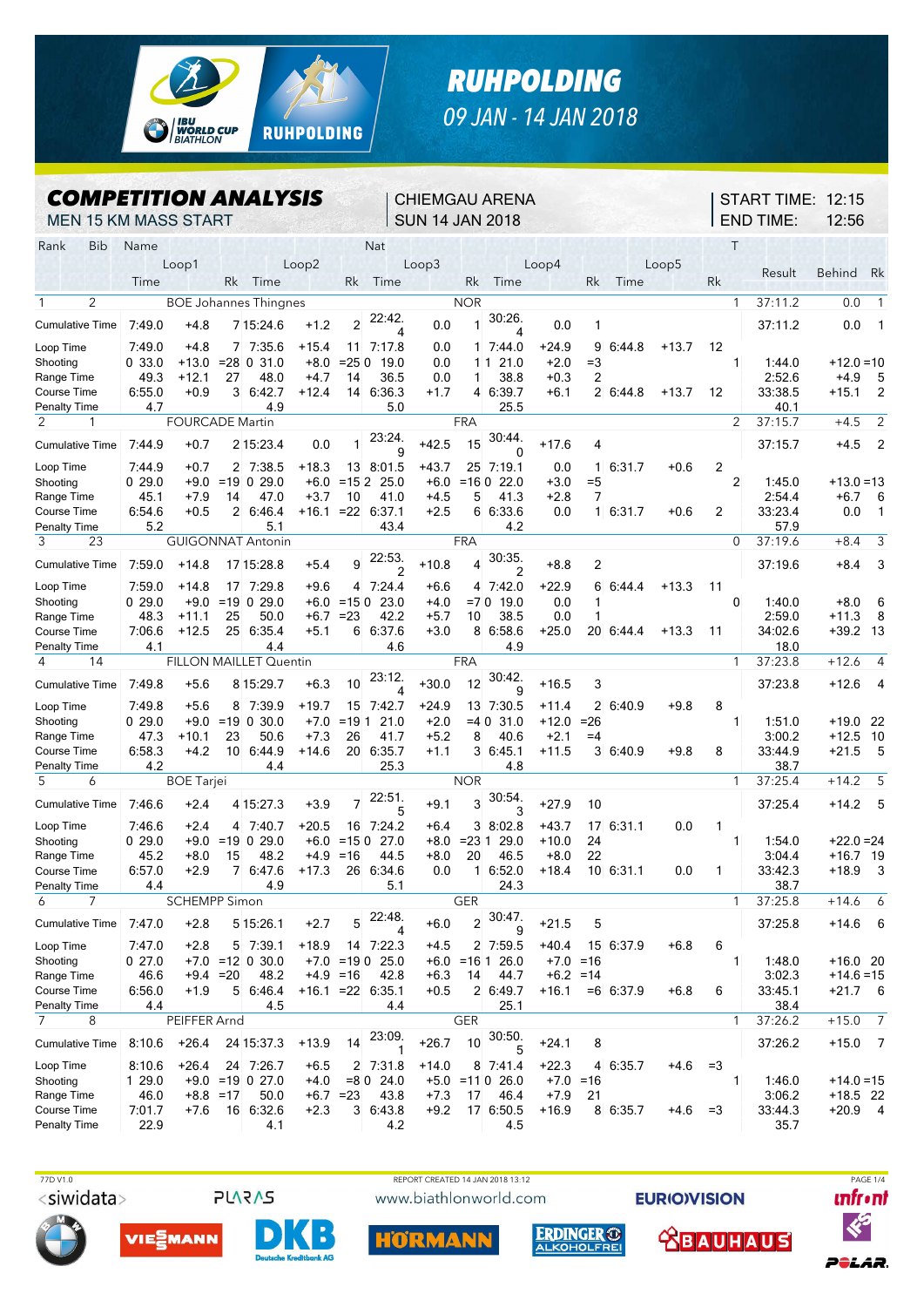# RUHPOLDING

09 JAN - 14 JAN 2018

## COMPETITION ANALYSIS

MEN 15 KM MASS START

CHIEMGAU ARENA
SUN 14 JAN 2018

START TIME: 12:15
END TIME: 12:56

| Rank | Bib | Name | | Loop1 Time | | Rk | Loop2 Time | | Rk | Loop3 Time | | Rk | Loop4 Time | | Rk | Loop5 Time | | Rk | Nat / T | Result | Behind | Rk |
|---|---|---|---|---|---|---|---|---|---|---|---|---|---|---|---|---|---|---|---|---|---|---|
| 1 | 2 | BOE Johannes Thingnes | | | | | | | | | | | | | | | | | NOR 1 | 37:11.2 | 0.0 | 1 |
| | | Cumulative Time | | 7:49.0 | +4.8 | 7 | 15:24.6 | +1.2 | 2 | 22:42.4 | 0.0 | 1 | 30:26.4 | 0.0 | 1 | | | | | 37:11.2 | 0.0 | 1 |
| | | Loop Time | | 7:49.0 | +4.8 | 7 | 7:35.6 | +15.4 | 11 | 7:17.8 | 0.0 | 1 | 7:44.0 | +24.9 | 9 | 6:44.8 | +13.7 | 12 | | | | |
| | | Shooting | 0 | 33.0 | +13.0 | =28 | 0 31.0 | +8.0 | =25 | 0 19.0 | 0.0 | 1 | 1 21.0 | +2.0 | =3 | | | | 1 | 1:44.0 | +12.0 | =10 |
| | | Range Time | | 49.3 | +12.1 | 27 | 48.0 | +4.7 | 14 | 36.5 | 0.0 | 1 | 38.8 | +0.3 | 2 | | | | | 2:52.6 | +4.9 | 5 |
| | | Course Time | | 6:55.0 | +0.9 | 3 | 6:42.7 | +12.4 | 14 | 6:36.3 | +1.7 | 4 | 6:39.7 | +6.1 | 2 | 6:44.8 | +13.7 | 12 | | 33:38.5 | +15.1 | 2 |
| | | Penalty Time | | 4.7 | | | 4.9 | | | 5.0 | | | 25.5 | | | | | | | 40.1 | | |
| 2 | 1 | FOURCADE Martin | | | | | | | | | | | | | | | | | FRA 2 | 37:15.7 | +4.5 | 2 |
| | | Cumulative Time | | 7:44.9 | +0.7 | 2 | 15:23.4 | 0.0 | 1 | 23:24.9 | +42.5 | 15 | 30:44.0 | +17.6 | 4 | | | | | 37:15.7 | +4.5 | 2 |
| | | Loop Time | | 7:44.9 | +0.7 | 2 | 7:38.5 | +18.3 | 13 | 8:01.5 | +43.7 | 25 | 7:19.1 | 0.0 | 1 | 6:31.7 | +0.6 | 2 | | | | |
| | | Shooting | 0 | 29.0 | +9.0 | =19 | 0 29.0 | +6.0 | =15 | 2 25.0 | +6.0 | =16 | 0 22.0 | +3.0 | =5 | | | | 2 | 1:45.0 | +13.0 | =13 |
| | | Range Time | | 45.1 | +7.9 | 14 | 47.0 | +3.7 | 10 | 41.0 | +4.5 | 5 | 41.3 | +2.8 | 7 | | | | | 2:54.4 | +6.7 | 6 |
| | | Course Time | | 6:54.6 | +0.5 | 2 | 6:46.4 | +16.1 | =22 | 6:37.1 | +2.5 | 6 | 6:33.6 | 0.0 | 1 | 6:31.7 | +0.6 | 2 | | 33:23.4 | 0.0 | 1 |
| | | Penalty Time | | 5.2 | | | 5.1 | | | 43.4 | | | 4.2 | | | | | | | 57.9 | | |
| 3 | 23 | GUIGONNAT Antonin | | | | | | | | | | | | | | | | | FRA 0 | 37:19.6 | +8.4 | 3 |
| | | Cumulative Time | | 7:59.0 | +14.8 | 17 | 15:28.8 | +5.4 | 9 | 22:53.2 | +10.8 | 4 | 30:35.2 | +8.8 | 2 | | | | | 37:19.6 | +8.4 | 3 |
| | | Loop Time | | 7:59.0 | +14.8 | 17 | 7:29.8 | +9.6 | 4 | 7:24.4 | +6.6 | 4 | 7:42.0 | +22.9 | 6 | 6:44.4 | +13.3 | 11 | | | | |
| | | Shooting | 0 | 29.0 | +9.0 | =19 | 0 29.0 | +6.0 | =15 | 0 23.0 | +4.0 | =7 | 0 19.0 | 0.0 | 1 | | | | 0 | 1:40.0 | +8.0 | 6 |
| | | Range Time | | 48.3 | +11.1 | 25 | 50.0 | +6.7 | =23 | 42.2 | +5.7 | 10 | 38.5 | 0.0 | 1 | | | | | 2:59.0 | +11.3 | 8 |
| | | Course Time | | 7:06.6 | +12.5 | 25 | 6:35.4 | +5.1 | 6 | 6:37.6 | +3.0 | 8 | 6:58.6 | +25.0 | 20 | 6:44.4 | +13.3 | 11 | | 34:02.6 | +39.2 | 13 |
| | | Penalty Time | | 4.1 | | | 4.4 | | | 4.6 | | | 4.9 | | | | | | | 18.0 | | |
| 4 | 14 | FILLON MAILLET Quentin | | | | | | | | | | | | | | | | | FRA 1 | 37:23.8 | +12.6 | 4 |
| | | Cumulative Time | | 7:49.8 | +5.6 | 8 | 15:29.7 | +6.3 | 10 | 23:12.4 | +30.0 | 12 | 30:42.9 | +16.5 | 3 | | | | | 37:23.8 | +12.6 | 4 |
| | | Loop Time | | 7:49.8 | +5.6 | 8 | 7:39.9 | +19.7 | 15 | 7:42.7 | +24.9 | 13 | 7:30.5 | +11.4 | 2 | 6:40.9 | +9.8 | 8 | | | | |
| | | Shooting | 0 | 29.0 | +9.0 | =19 | 0 30.0 | +7.0 | =19 | 1 21.0 | +2.0 | =4 | 0 31.0 | +12.0 | =26 | | | | 1 | 1:51.0 | +19.0 | 22 |
| | | Range Time | | 47.3 | +10.1 | 23 | 50.6 | +7.3 | 26 | 41.7 | +5.2 | 8 | 40.6 | +2.1 | =4 | | | | | 3:00.2 | +12.5 | 10 |
| | | Course Time | | 6:58.3 | +4.2 | 10 | 6:44.9 | +14.6 | 20 | 6:35.7 | +1.1 | 3 | 6:45.1 | +11.5 | 3 | 6:40.9 | +9.8 | 8 | | 33:44.9 | +21.5 | 5 |
| | | Penalty Time | | 4.2 | | | 4.4 | | | 25.3 | | | 4.8 | | | | | | | 38.7 | | |
| 5 | 6 | BOE Tarjei | | | | | | | | | | | | | | | | | NOR 1 | 37:25.4 | +14.2 | 5 |
| | | Cumulative Time | | 7:46.6 | +2.4 | 4 | 15:27.3 | +3.9 | 7 | 22:51.5 | +9.1 | 3 | 30:54.3 | +27.9 | 10 | | | | | 37:25.4 | +14.2 | 5 |
| | | Loop Time | | 7:46.6 | +2.4 | 4 | 7:40.7 | +20.5 | 16 | 7:24.2 | +6.4 | 3 | 8:02.8 | +43.7 | 17 | 6:31.1 | 0.0 | 1 | | | | |
| | | Shooting | 0 | 29.0 | +9.0 | =19 | 0 29.0 | +6.0 | =15 | 0 27.0 | +8.0 | =23 | 1 29.0 | +10.0 | 24 | | | | 1 | 1:54.0 | +22.0 | =24 |
| | | Range Time | | 45.2 | +8.0 | 15 | 48.2 | +4.9 | =16 | 44.5 | +8.0 | 20 | 46.5 | +8.0 | 22 | | | | | 3:04.4 | +16.7 | 19 |
| | | Course Time | | 6:57.0 | +2.9 | 7 | 6:47.6 | +17.3 | 26 | 6:34.6 | 0.0 | 1 | 6:52.0 | +18.4 | 10 | 6:31.1 | 0.0 | 1 | | 33:42.3 | +18.9 | 3 |
| | | Penalty Time | | 4.4 | | | 4.9 | | | 5.1 | | | 24.3 | | | | | | | 38.7 | | |
| 6 | 7 | SCHEMPP Simon | | | | | | | | | | | | | | | | | GER 1 | 37:25.8 | +14.6 | 6 |
| | | Cumulative Time | | 7:47.0 | +2.8 | 5 | 15:26.1 | +2.7 | 5 | 22:48.4 | +6.0 | 2 | 30:47.9 | +21.5 | 5 | | | | | 37:25.8 | +14.6 | 6 |
| | | Loop Time | | 7:47.0 | +2.8 | 5 | 7:39.1 | +18.9 | 14 | 7:22.3 | +4.5 | 2 | 7:59.5 | +40.4 | 15 | 6:37.9 | +6.8 | 6 | | | | |
| | | Shooting | 0 | 27.0 | +7.0 | =12 | 0 30.0 | +7.0 | =19 | 0 25.0 | +6.0 | =16 | 1 26.0 | +7.0 | =16 | | | | 1 | 1:48.0 | +16.0 | 20 |
| | | Range Time | | 46.6 | +9.4 | =20 | 48.2 | +4.9 | =16 | 42.8 | +6.3 | 14 | 44.7 | +6.2 | =14 | | | | | 3:02.3 | +14.6 | =15 |
| | | Course Time | | 6:56.0 | +1.9 | 5 | 6:46.4 | +16.1 | =22 | 6:35.1 | +0.5 | 2 | 6:49.7 | +16.1 | =6 | 6:37.9 | +6.8 | 6 | | 33:45.1 | +21.7 | 6 |
| | | Penalty Time | | 4.4 | | | 4.5 | | | 4.4 | | | 25.1 | | | | | | | 38.4 | | |
| 7 | 8 | PEIFFER Arnd | | | | | | | | | | | | | | | | | GER 1 | 37:26.2 | +15.0 | 7 |
| | | Cumulative Time | | 8:10.6 | +26.4 | 24 | 15:37.3 | +13.9 | 14 | 23:09.1 | +26.7 | 10 | 30:50.5 | +24.1 | 8 | | | | | 37:26.2 | +15.0 | 7 |
| | | Loop Time | | 8:10.6 | +26.4 | 24 | 7:26.7 | +6.5 | 2 | 7:31.8 | +14.0 | 8 | 7:41.4 | +22.3 | 4 | 6:35.7 | +4.6 | =3 | | | | |
| | | Shooting | 1 | 29.0 | +9.0 | =19 | 0 27.0 | +4.0 | =8 | 0 24.0 | +5.0 | =11 | 0 26.0 | +7.0 | =16 | | | | 1 | 1:46.0 | +14.0 | =15 |
| | | Range Time | | 46.0 | +8.8 | =17 | 50.0 | +6.7 | =23 | 43.8 | +7.3 | 17 | 46.4 | +7.9 | 21 | | | | | 3:06.2 | +18.5 | 22 |
| | | Course Time | | 7:01.7 | +7.6 | 16 | 6:32.6 | +2.3 | 3 | 6:43.8 | +9.2 | 17 | 6:50.5 | +16.9 | 8 | 6:35.7 | +4.6 | =3 | | 33:44.3 | +20.9 | 4 |
| | | Penalty Time | | 22.9 | | | 4.1 | | | 4.2 | | | 4.5 | | | | | | | 35.7 | | |

77D V1.0 — REPORT CREATED 14 JAN 2018 13:12 — www.biathlonworld.com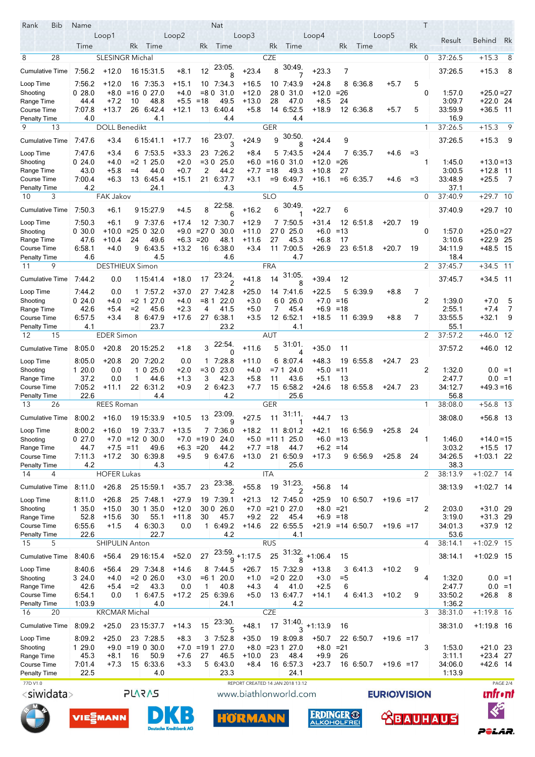| Rank | Bib | Name | | | | | | Nat | | | | | | | | T | Result | Behind | Rk |
|---|---|---|---|---|---|---|---|---|---|---|---|---|---|---|---|---|---|---|---|
| | | Loop1 | | | Loop2 | | | Loop3 | | | Loop4 | | | Loop5 | | | | | |
| | | Time | | Rk | Time | | Rk | Time | | Rk | Time | | Rk | Time | | Rk | | | |
| 8 | 28 | SLESINGR Michal | | | | | | CZE | | | | | | | | 0 | 37:26.5 | +15.3 | 8 |
| Cumulative Time | | 7:56.2 | +12.0 | 16 | 15:31.5 | +8.1 | 12 | 23:05.8 | +23.4 | 8 | 30:49.7 | +23.3 | 7 | | | | 37:26.5 | +15.3 | 8 |
| Loop Time | | 7:56.2 | +12.0 | 16 | 7:35.3 | +15.1 | 10 | 7:34.3 | +16.5 | 10 | 7:43.9 | +24.8 | 8 | 6:36.8 | +5.7 | 5 | | | |
| Shooting | | 0 28.0 | +8.0 | =16 | 0 27.0 | +4.0 | =8 | 0 31.0 | +12.0 | 28 | 0 31.0 | +12.0 | =26 | | | 0 | 1:57.0 | +25.0 | =27 |
| Range Time | | 44.4 | +7.2 | 10 | 48.8 | +5.5 | =18 | 49.5 | +13.0 | 28 | 47.0 | +8.5 | 24 | | | | 3:09.7 | +22.0 | 24 |
| Course Time | | 7:07.8 | +13.7 | 26 | 6:42.4 | +12.1 | 13 | 6:40.4 | +5.8 | 14 | 6:52.5 | +18.9 | 12 | 6:36.8 | +5.7 | 5 | 33:59.9 | +36.5 | 11 |
| Penalty Time | | 4.0 | | | 4.1 | | | 4.4 | | | 4.4 | | | | | | 16.9 | | |
| 9 | 13 | DOLL Benedikt | | | | | | GER | | | | | | | | 1 | 37:26.5 | +15.3 | 9 |
| Cumulative Time | | 7:47.6 | +3.4 | 6 | 15:41.1 | +17.7 | 16 | 23:07.3 | +24.9 | 9 | 30:50.8 | +24.4 | 9 | | | | 37:26.5 | +15.3 | 9 |
| Loop Time | | 7:47.6 | +3.4 | 6 | 7:53.5 | +33.3 | 23 | 7:26.2 | +8.4 | 5 | 7:43.5 | +24.4 | 7 | 6:35.7 | +4.6 | =3 | | | |
| Shooting | | 0 24.0 | +4.0 | =2 | 1 25.0 | +2.0 | =3 | 0 25.0 | +6.0 | =16 | 0 31.0 | +12.0 | =26 | | | 1 | 1:45.0 | +13.0 | =13 |
| Range Time | | 43.0 | +5.8 | =4 | 44.0 | +0.7 | 2 | 44.2 | +7.7 | =18 | 49.3 | +10.8 | 27 | | | | 3:00.5 | +12.8 | 11 |
| Course Time | | 7:00.4 | +6.3 | 13 | 6:45.4 | +15.1 | 21 | 6:37.7 | +3.1 | =9 | 6:49.7 | +16.1 | =6 | 6:35.7 | +4.6 | =3 | 33:48.9 | +25.5 | 7 |
| Penalty Time | | 4.2 | | | 24.1 | | | 4.3 | | | 4.5 | | | | | | 37.1 | | |
| 10 | 3 | FAK Jakov | | | | | | SLO | | | | | | | | 0 | 37:40.9 | +29.7 | 10 |
| Cumulative Time | | 7:50.3 | +6.1 | 9 | 15:27.9 | +4.5 | 8 | 22:58.6 | +16.2 | 6 | 30:49.1 | +22.7 | 6 | | | | 37:40.9 | +29.7 | 10 |
| Loop Time | | 7:50.3 | +6.1 | 9 | 7:37.6 | +17.4 | 12 | 7:30.7 | +12.9 | 7 | 7:50.5 | +31.4 | 12 | 6:51.8 | +20.7 | 19 | | | |
| Shooting | | 0 30.0 | +10.0 | =25 | 0 32.0 | +9.0 | =27 | 0 30.0 | +11.0 | 27 | 0 25.0 | +6.0 | =13 | | | 0 | 1:57.0 | +25.0 | =27 |
| Range Time | | 47.6 | +10.4 | 24 | 49.6 | +6.3 | =20 | 48.1 | +11.6 | 27 | 45.3 | +6.8 | 17 | | | | 3:10.6 | +22.9 | 25 |
| Course Time | | 6:58.1 | +4.0 | 9 | 6:43.5 | +13.2 | 16 | 6:38.0 | +3.4 | 11 | 7:00.5 | +26.9 | 23 | 6:51.8 | +20.7 | 19 | 34:11.9 | +48.5 | 15 |
| Penalty Time | | 4.6 | | | 4.5 | | | 4.6 | | | 4.7 | | | | | | 18.4 | | |
| 11 | 9 | DESTHIEUX Simon | | | | | | FRA | | | | | | | | 2 | 37:45.7 | +34.5 | 11 |
| Cumulative Time | | 7:44.2 | 0.0 | 1 | 15:41.4 | +18.0 | 17 | 23:24.2 | +41.8 | 14 | 31:05.8 | +39.4 | 12 | | | | 37:45.7 | +34.5 | 11 |
| Loop Time | | 7:44.2 | 0.0 | 1 | 7:57.2 | +37.0 | 27 | 7:42.8 | +25.0 | 14 | 7:41.6 | +22.5 | 5 | 6:39.9 | +8.8 | 7 | | | |
| Shooting | | 0 24.0 | +4.0 | =2 | 1 27.0 | +4.0 | =8 | 1 22.0 | +3.0 | 6 | 0 26.0 | +7.0 | =16 | | | 2 | 1:39.0 | +7.0 | 5 |
| Range Time | | 42.6 | +5.4 | =2 | 45.6 | +2.3 | 4 | 41.5 | +5.0 | 7 | 45.4 | +6.9 | =18 | | | | 2:55.1 | +7.4 | 7 |
| Course Time | | 6:57.5 | +3.4 | 8 | 6:47.9 | +17.6 | 27 | 6:38.1 | +3.5 | 12 | 6:52.1 | +18.5 | 11 | 6:39.9 | +8.8 | 7 | 33:55.5 | +32.1 | 9 |
| Penalty Time | | 4.1 | | | 23.7 | | | 23.2 | | | 4.1 | | | | | | 55.1 | | |
| 12 | 15 | EDER Simon | | | | | | AUT | | | | | | | | 2 | 37:57.2 | +46.0 | 12 |
| Cumulative Time | | 8:05.0 | +20.8 | 20 | 15:25.2 | +1.8 | 3 | 22:54.0 | +11.6 | 5 | 31:01.4 | +35.0 | 11 | | | | 37:57.2 | +46.0 | 12 |
| Loop Time | | 8:05.0 | +20.8 | 20 | 7:20.2 | 0.0 | 1 | 7:28.8 | +11.0 | 6 | 8:07.4 | +48.3 | 19 | 6:55.8 | +24.7 | 23 | | | |
| Shooting | | 1 20.0 | 0.0 | 1 | 0 25.0 | +2.0 | =3 | 0 23.0 | +4.0 | =7 | 1 24.0 | +5.0 | =11 | | | 2 | 1:32.0 | 0.0 | =1 |
| Range Time | | 37.2 | 0.0 | 1 | 44.6 | +1.3 | 3 | 42.3 | +5.8 | 11 | 43.6 | +5.1 | 13 | | | | 2:47.7 | 0.0 | =1 |
| Course Time | | 7:05.2 | +11.1 | 22 | 6:31.2 | +0.9 | 2 | 6:42.3 | +7.7 | 15 | 6:58.2 | +24.6 | 18 | 6:55.8 | +24.7 | 23 | 34:12.7 | +49.3 | =16 |
| Penalty Time | | 22.6 | | | 4.4 | | | 4.2 | | | 25.6 | | | | | | 56.8 | | |
| 13 | 26 | REES Roman | | | | | | GER | | | | | | | | 1 | 38:08.0 | +56.8 | 13 |
| Cumulative Time | | 8:00.2 | +16.0 | 19 | 15:33.9 | +10.5 | 13 | 23:09.9 | +27.5 | 11 | 31:11.1 | +44.7 | 13 | | | | 38:08.0 | +56.8 | 13 |
| Loop Time | | 8:00.2 | +16.0 | 19 | 7:33.7 | +13.5 | 7 | 7:36.0 | +18.2 | 11 | 8:01.2 | +42.1 | 16 | 6:56.9 | +25.8 | 24 | | | |
| Shooting | | 0 27.0 | +7.0 | =12 | 0 30.0 | +7.0 | =19 | 0 24.0 | +5.0 | =11 | 1 25.0 | +6.0 | =13 | | | 1 | 1:46.0 | +14.0 | =15 |
| Range Time | | 44.7 | +7.5 | =11 | 49.6 | +6.3 | =20 | 44.2 | +7.7 | =18 | 44.7 | +6.2 | =14 | | | | 3:03.2 | +15.5 | 17 |
| Course Time | | 7:11.3 | +17.2 | 30 | 6:39.8 | +9.5 | 9 | 6:47.6 | +13.0 | 21 | 6:50.9 | +17.3 | 9 | 6:56.9 | +25.8 | 24 | 34:26.5 | +1:03.1 | 22 |
| Penalty Time | | 4.2 | | | 4.3 | | | 4.2 | | | 25.6 | | | | | | 38.3 | | |
| 14 | 4 | HOFER Lukas | | | | | | ITA | | | | | | | | 2 | 38:13.9 | +1:02.7 | 14 |
| Cumulative Time | | 8:11.0 | +26.8 | 25 | 15:59.1 | +35.7 | 23 | 23:38.2 | +55.8 | 19 | 31:23.2 | +56.8 | 14 | | | | 38:13.9 | +1:02.7 | 14 |
| Loop Time | | 8:11.0 | +26.8 | 25 | 7:48.1 | +27.9 | 19 | 7:39.1 | +21.3 | 12 | 7:45.0 | +25.9 | 10 | 6:50.7 | +19.6 | =17 | | | |
| Shooting | | 1 35.0 | +15.0 | 30 | 1 35.0 | +12.0 | 30 | 0 26.0 | +7.0 | =21 | 0 27.0 | +8.0 | =21 | | | 2 | 2:03.0 | +31.0 | 29 |
| Range Time | | 52.8 | +15.6 | 30 | 55.1 | +11.8 | 30 | 45.7 | +9.2 | 22 | 45.4 | +6.9 | =18 | | | | 3:19.0 | +31.3 | 29 |
| Course Time | | 6:55.6 | +1.5 | 4 | 6:30.3 | 0.0 | 1 | 6:49.2 | +14.6 | 22 | 6:55.5 | +21.9 | =14 | 6:50.7 | +19.6 | =17 | 34:01.3 | +37.9 | 12 |
| Penalty Time | | 22.6 | | | 22.7 | | | 4.2 | | | 4.1 | | | | | | 53.6 | | |
| 15 | 5 | SHIPULIN Anton | | | | | | RUS | | | | | | | | 4 | 38:14.1 | +1:02.9 | 15 |
| Cumulative Time | | 8:40.6 | +56.4 | 29 | 16:15.4 | +52.0 | 27 | 23:59.9 | +1:17.5 | 25 | 31:32.8 | +1:06.4 | 15 | | | | 38:14.1 | +1:02.9 | 15 |
| Loop Time | | 8:40.6 | +56.4 | 29 | 7:34.8 | +14.6 | 8 | 7:44.5 | +26.7 | 15 | 7:32.9 | +13.8 | 3 | 6:41.3 | +10.2 | 9 | | | |
| Shooting | | 3 24.0 | +4.0 | =2 | 0 26.0 | +3.0 | =6 | 1 20.0 | +1.0 | =2 | 0 22.0 | +3.0 | =5 | | | 4 | 1:32.0 | 0.0 | =1 |
| Range Time | | 42.6 | +5.4 | =2 | 43.3 | 0.0 | 1 | 40.8 | +4.3 | 4 | 41.0 | +2.5 | 6 | | | | 2:47.7 | 0.0 | =1 |
| Course Time | | 6:54.1 | 0.0 | 1 | 6:47.5 | +17.2 | 25 | 6:39.6 | +5.0 | 13 | 6:47.7 | +14.1 | 4 | 6:41.3 | +10.2 | 9 | 33:50.2 | +26.8 | 8 |
| Penalty Time | | 1:03.9 | | | 4.0 | | | 24.1 | | | 4.2 | | | | | | 1:36.2 | | |
| 16 | 20 | KRCMAR Michal | | | | | | CZE | | | | | | | | 3 | 38:31.0 | +1:19.8 | 16 |
| Cumulative Time | | 8:09.2 | +25.0 | 23 | 15:37.7 | +14.3 | 15 | 23:30.5 | +48.1 | 17 | 31:40.3 | +1:13.9 | 16 | | | | 38:31.0 | +1:19.8 | 16 |
| Loop Time | | 8:09.2 | +25.0 | 23 | 7:28.5 | +8.3 | 3 | 7:52.8 | +35.0 | 19 | 8:09.8 | +50.7 | 22 | 6:50.7 | +19.6 | =17 | | | |
| Shooting | | 1 29.0 | +9.0 | =19 | 0 30.0 | +7.0 | =19 | 1 27.0 | +8.0 | =23 | 1 27.0 | +8.0 | =21 | | | 3 | 1:53.0 | +21.0 | 23 |
| Range Time | | 45.3 | +8.1 | 16 | 50.9 | +7.6 | 27 | 46.5 | +10.0 | 23 | 48.4 | +9.9 | 26 | | | | 3:11.1 | +23.4 | 27 |
| Course Time | | 7:01.4 | +7.3 | 15 | 6:33.6 | +3.3 | 5 | 6:43.0 | +8.4 | 16 | 6:57.3 | +23.7 | 16 | 6:50.7 | +19.6 | =17 | 34:06.0 | +42.6 | 14 |
| Penalty Time | | 22.5 | | | 4.0 | | | 23.3 | | | 24.1 | | | | | | 1:13.9 | | |

77D V1.0 — REPORT CREATED 14 JAN 2018 13:12

www.biathlonworld.com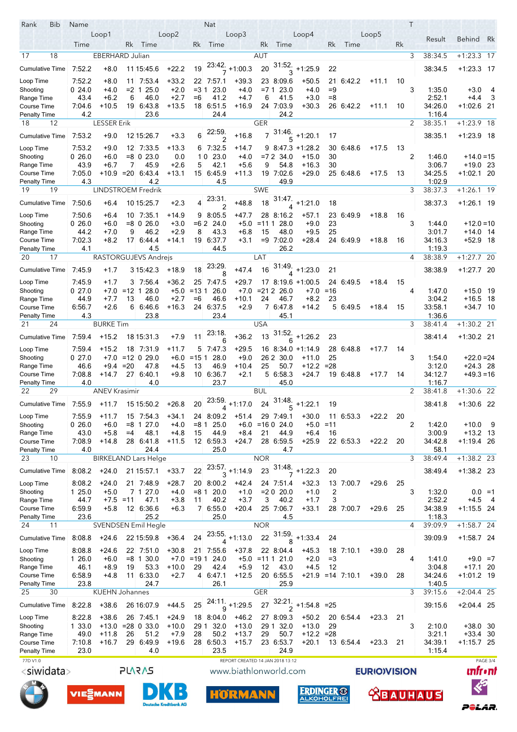| Rank | Bib | Name | | | | | Nat | | | | | | | | T | Result | Behind | Rk |
|---|---|---|---|---|---|---|---|---|---|---|---|---|---|---|---|---|---|---|
| | | Loop1 | | | Loop2 | | | Loop3 | | | Loop4 | | | Loop5 | | | | |
| | | Time | | Rk | Time | | Rk | Time | | Rk | Time | | Rk | Time | | Rk | | |
| 17 | 18 | EBERHARD Julian | | | | | AUT | | | | | | | | 3 | 38:34.5 | +1:23.3 | 17 |
| Cumulative Time | | 7:52.2 | +8.0 | 11 | 15:45.6 | +22.2 | 19 | 23:42.7 | +1:00.3 | 20 | 31:52.3 | +1:25.9 | 22 | | | 38:34.5 | +1:23.3 | 17 |
| Loop Time | | 7:52.2 | +8.0 | 11 | 7:53.4 | +33.2 | 22 | 7:57.1 | +39.3 | 23 | 8:09.6 | +50.5 | 21 | 6:42.2 | +11.1 | 10 | | |
| Shooting | | 0 24.0 | +4.0 | =2 | 1 25.0 | +2.0 | =3 | 1 23.0 | +4.0 | =7 | 1 23.0 | +4.0 | =9 | | 3 | 1:35.0 | +3.0 | 4 |
| Range Time | | 43.4 | +6.2 | 6 | 46.0 | +2.7 | =6 | 41.2 | +4.7 | 6 | 41.5 | +3.0 | =8 | | | 2:52.1 | +4.4 | 3 |
| Course Time | | 7:04.6 | +10.5 | 19 | 6:43.8 | +13.5 | 18 | 6:51.5 | +16.9 | 24 | 7:03.9 | +30.3 | 26 | 6:42.2 | +11.1 | 10 | 34:26.0 | +1:02.6 21 |
| Penalty Time | | 4.2 | | | 23.6 | | | 24.4 | | | 24.2 | | | | | 1:16.4 | | |
| 18 | 12 | LESSER Erik | | | | | GER | | | | | | | | 2 | 38:35.1 | +1:23.9 | 18 |
| Cumulative Time | | 7:53.2 | +9.0 | 12 | 15:26.7 | +3.3 | 6 | 22:59.2 | +16.8 | 7 | 31:46.5 | +1:20.1 | 17 | | | 38:35.1 | +1:23.9 | 18 |
| Loop Time | | 7:53.2 | +9.0 | 12 | 7:33.5 | +13.3 | 6 | 7:32.5 | +14.7 | 9 | 8:47.3 | +1:28.2 | 30 | 6:48.6 | +17.5 | 13 | | |
| Shooting | | 0 26.0 | +6.0 | =8 | 0 23.0 | 0.0 | 1 | 0 23.0 | +4.0 | =7 | 2 34.0 | +15.0 | 30 | | 2 | 1:46.0 | +14.0 | =15 |
| Range Time | | 43.9 | +6.7 | 7 | 45.9 | +2.6 | 5 | 42.1 | +5.6 | 9 | 54.8 | +16.3 | 30 | | | 3:06.7 | +19.0 | 23 |
| Course Time | | 7:05.0 | +10.9 | =20 | 6:43.4 | +13.1 | 15 | 6:45.9 | +11.3 | 19 | 7:02.6 | +29.0 | 25 | 6:48.6 | +17.5 | 13 | 34:25.5 | +1:02.1 20 |
| Penalty Time | | 4.3 | | | 4.2 | | | 4.5 | | | 49.9 | | | | | 1:02.9 | | |
| 19 | 19 | LINDSTROEM Fredrik | | | | | SWE | | | | | | | | 3 | 38:37.3 | +1:26.1 | 19 |
| Cumulative Time | | 7:50.6 | +6.4 | 10 | 15:25.7 | +2.3 | 4 | 23:31.2 | +48.8 | 18 | 31:47.4 | +1:21.0 | 18 | | | 38:37.3 | +1:26.1 | 19 |
| Loop Time | | 7:50.6 | +6.4 | 10 | 7:35.1 | +14.9 | 9 | 8:05.5 | +47.7 | 28 | 8:16.2 | +57.1 | 23 | 6:49.9 | +18.8 | 16 | | |
| Shooting | | 0 26.0 | +6.0 | =8 | 0 26.0 | +3.0 | =6 | 2 24.0 | +5.0 | =11 | 1 28.0 | +9.0 | 23 | | 3 | 1:44.0 | +12.0 | =10 |
| Range Time | | 44.2 | +7.0 | 9 | 46.2 | +2.9 | 8 | 43.3 | +6.8 | 15 | 48.0 | +9.5 | 25 | | | 3:01.7 | +14.0 | 14 |
| Course Time | | 7:02.3 | +8.2 | 17 | 6:44.4 | +14.1 | 19 | 6:37.7 | +3.1 | =9 | 7:02.0 | +28.4 | 24 | 6:49.9 | +18.8 | 16 | 34:16.3 | +52.9 18 |
| Penalty Time | | 4.1 | | | 4.5 | | | 44.5 | | | 26.2 | | | | | 1:19.3 | | |
| 20 | 17 | RASTORGUJEVS Andrejs | | | | | LAT | | | | | | | | 4 | 38:38.9 | +1:27.7 | 20 |
| Cumulative Time | | 7:45.9 | +1.7 | 3 | 15:42.3 | +18.9 | 18 | 23:29.8 | +47.4 | 16 | 31:49.4 | +1:23.0 | 21 | | | 38:38.9 | +1:27.7 | 20 |
| Loop Time | | 7:45.9 | +1.7 | 3 | 7:56.4 | +36.2 | 25 | 7:47.5 | +29.7 | 17 | 8:19.6 | +1:00.5 | 24 | 6:49.5 | +18.4 | 15 | | |
| Shooting | | 0 27.0 | +7.0 | =12 | 1 28.0 | +5.0 | =13 | 1 26.0 | +7.0 | =21 | 2 26.0 | +7.0 | =16 | | 4 | 1:47.0 | +15.0 | 19 |
| Range Time | | 44.9 | +7.7 | 13 | 46.0 | +2.7 | =6 | 46.6 | +10.1 | 24 | 46.7 | +8.2 | 23 | | | 3:04.2 | +16.5 | 18 |
| Course Time | | 6:56.7 | +2.6 | 6 | 6:46.6 | +16.3 | 24 | 6:37.5 | +2.9 | 7 | 6:47.8 | +14.2 | 5 | 6:49.5 | +18.4 | 15 | 33:58.1 | +34.7 10 |
| Penalty Time | | 4.3 | | | 23.8 | | | 23.4 | | | 45.1 | | | | | 1:36.6 | | |
| 21 | 24 | BURKE Tim | | | | | USA | | | | | | | | 3 | 38:41.4 | +1:30.2 | 21 |
| Cumulative Time | | 7:59.4 | +15.2 | 18 | 15:31.3 | +7.9 | 11 | 23:18.6 | +36.2 | 13 | 31:52.6 | +1:26.2 | 23 | | | 38:41.4 | +1:30.2 | 21 |
| Loop Time | | 7:59.4 | +15.2 | 18 | 7:31.9 | +11.7 | 5 | 7:47.3 | +29.5 | 16 | 8:34.0 | +1:14.9 | 28 | 6:48.8 | +17.7 | 14 | | |
| Shooting | | 0 27.0 | +7.0 | =12 | 0 29.0 | +6.0 | =15 | 1 28.0 | +9.0 | 26 | 2 30.0 | +11.0 | 25 | | 3 | 1:54.0 | +22.0 | =24 |
| Range Time | | 46.6 | +9.4 | =20 | 47.8 | +4.5 | 13 | 46.9 | +10.4 | 25 | 50.7 | +12.2 | =28 | | | 3:12.0 | +24.3 | 28 |
| Course Time | | 7:08.8 | +14.7 | 27 | 6:40.1 | +9.8 | 10 | 6:36.7 | +2.1 | 5 | 6:58.3 | +24.7 | 19 | 6:48.8 | +17.7 | 14 | 34:12.7 | +49.3 =16 |
| Penalty Time | | 4.0 | | | 4.0 | | | 23.7 | | | 45.0 | | | | | 1:16.7 | | |
| 22 | 29 | ANEV Krasimir | | | | | BUL | | | | | | | | 2 | 38:41.8 | +1:30.6 | 22 |
| Cumulative Time | | 7:55.9 | +11.7 | 15 | 15:50.2 | +26.8 | 20 | 23:59.4 | +1:17.0 | 24 | 31:48.5 | +1:22.1 | 19 | | | 38:41.8 | +1:30.6 | 22 |
| Loop Time | | 7:55.9 | +11.7 | 15 | 7:54.3 | +34.1 | 24 | 8:09.2 | +51.4 | 29 | 7:49.1 | +30.0 | 11 | 6:53.3 | +22.2 | 20 | | |
| Shooting | | 0 26.0 | +6.0 | =8 | 1 27.0 | +4.0 | =8 | 1 25.0 | +6.0 | =16 | 0 24.0 | +5.0 | =11 | | 2 | 1:42.0 | +10.0 | 9 |
| Range Time | | 43.0 | +5.8 | =4 | 48.1 | +4.8 | 15 | 44.9 | +8.4 | 21 | 44.9 | +6.4 | 16 | | | 3:00.9 | +13.2 | 13 |
| Course Time | | 7:08.9 | +14.8 | 28 | 6:41.8 | +11.5 | 12 | 6:59.3 | +24.7 | 28 | 6:59.5 | +25.9 | 22 | 6:53.3 | +22.2 | 20 | 34:42.8 | +1:19.4 26 |
| Penalty Time | | 4.0 | | | 24.4 | | | 25.0 | | | 4.7 | | | | | 58.1 | | |
| 23 | 10 | BIRKELAND Lars Helge | | | | | NOR | | | | | | | | 3 | 38:49.4 | +1:38.2 | 23 |
| Cumulative Time | | 8:08.2 | +24.0 | 21 | 15:57.1 | +33.7 | 22 | 23:57.3 | +1:14.9 | 23 | 31:48.7 | +1:22.3 | 20 | | | 38:49.4 | +1:38.2 | 23 |
| Loop Time | | 8:08.2 | +24.0 | 21 | 7:48.9 | +28.7 | 20 | 8:00.2 | +42.4 | 24 | 7:51.4 | +32.3 | 13 | 7:00.7 | +29.6 | 25 | | |
| Shooting | | 1 25.0 | +5.0 | 7 | 1 27.0 | +4.0 | =8 | 1 20.0 | +1.0 | =2 | 0 20.0 | +1.0 | 2 | | 3 | 1:32.0 | 0.0 | =1 |
| Range Time | | 44.7 | +7.5 | =11 | 47.1 | +3.8 | 11 | 40.2 | +3.7 | 3 | 40.2 | +1.7 | 3 | | | 2:52.2 | +4.5 | 4 |
| Course Time | | 6:59.9 | +5.8 | 12 | 6:36.6 | +6.3 | 7 | 6:55.0 | +20.4 | 25 | 7:06.7 | +33.1 | 28 | 7:00.7 | +29.6 | 25 | 34:38.9 | +1:15.5 24 |
| Penalty Time | | 23.6 | | | 25.2 | | | 25.0 | | | 4.5 | | | | | 1:18.3 | | |
| 24 | 11 | SVENDSEN Emil Hegle | | | | | NOR | | | | | | | | 4 | 39:09.9 | +1:58.7 | 24 |
| Cumulative Time | | 8:08.8 | +24.6 | 22 | 15:59.8 | +36.4 | 24 | 23:55.4 | +1:13.0 | 22 | 31:59.8 | +1:33.4 | 24 | | | 39:09.9 | +1:58.7 | 24 |
| Loop Time | | 8:08.8 | +24.6 | 22 | 7:51.0 | +30.8 | 21 | 7:55.6 | +37.8 | 22 | 8:04.4 | +45.3 | 18 | 7:10.1 | +39.0 | 28 | | |
| Shooting | | 1 26.0 | +6.0 | =8 | 1 30.0 | +7.0 | =19 | 1 24.0 | +5.0 | =11 | 1 21.0 | +2.0 | =3 | | 4 | 1:41.0 | +9.0 | =7 |
| Range Time | | 46.1 | +8.9 | 19 | 53.3 | +10.0 | 29 | 42.4 | +5.9 | 12 | 43.0 | +4.5 | 12 | | | 3:04.8 | +17.1 | 20 |
| Course Time | | 6:58.9 | +4.8 | 11 | 6:33.0 | +2.7 | 4 | 6:47.1 | +12.5 | 20 | 6:55.5 | +21.9 | =14 | 7:10.1 | +39.0 | 28 | 34:24.6 | +1:01.2 19 |
| Penalty Time | | 23.8 | | | 24.7 | | | 26.1 | | | 25.9 | | | | | 1:40.5 | | |
| 25 | 30 | KUEHN Johannes | | | | | GER | | | | | | | | 3 | 39:15.6 | +2:04.4 | 25 |
| Cumulative Time | | 8:22.8 | +38.6 | 26 | 16:07.9 | +44.5 | 25 | 24:11.9 | +1:29.5 | 27 | 32:21.2 | +1:54.8 | =25 | | | 39:15.6 | +2:04.4 | 25 |
| Loop Time | | 8:22.8 | +38.6 | 26 | 7:45.1 | +24.9 | 18 | 8:04.0 | +46.2 | 27 | 8:09.3 | +50.2 | 20 | 6:54.4 | +23.3 | 21 | | |
| Shooting | | 1 33.0 | +13.0 | =28 | 0 33.0 | +10.0 | 29 | 1 32.0 | +13.0 | 29 | 1 32.0 | +13.0 | 29 | | 3 | 2:10.0 | +38.0 | 30 |
| Range Time | | 49.0 | +11.8 | 26 | 51.2 | +7.9 | 28 | 50.2 | +13.7 | 29 | 50.7 | +12.2 | =28 | | | 3:21.1 | +33.4 | 30 |
| Course Time | | 7:10.8 | +16.7 | 29 | 6:49.9 | +19.6 | 28 | 6:50.3 | +15.7 | 23 | 6:53.7 | +20.1 | 13 | 6:54.4 | +23.3 | 21 | 34:39.1 | +1:15.7 25 |
| Penalty Time | | 23.0 | | | 4.0 | | | 23.5 | | | 24.9 | | | | | 1:15.4 | | |

77D V1.0 REPORT CREATED 14 JAN 2018 13:12

www.biathlonworld.com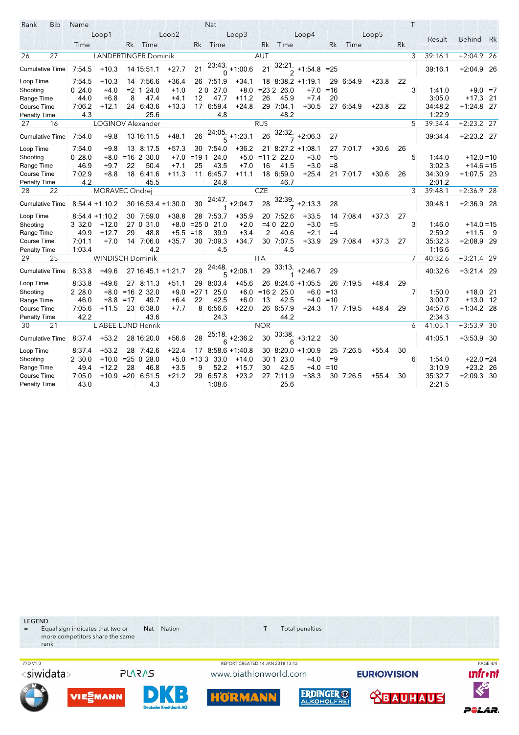| Rank | Bib | Name | | | Nat | | | | | | | | | | | T | Result | Behind | Rk |
|---|---|---|---|---|---|---|---|---|---|---|---|---|---|---|---|---|---|---|---|
| | | Loop1 | | | Loop2 | | | Loop3 | | | Loop4 | | | Loop5 | | | | | |
| | | Time | | Rk | Time | | Rk | Time | | Rk | Time | | Rk | Time | | Rk | | | |
| 26 | 27 | LANDERTINGER Dominik | | | AUT | | | | | | | | | | | 3 | 39:16.1 | +2:04.9 | 26 |
| Cumulative Time | | 7:54.5 | +10.3 | 14 | 15:51.1 | +27.7 | 21 | 23:43.0 | +1:00.6 | 21 | 32:21.2 | +1:54.8 | =25 | | | | 39:16.1 | +2:04.9 | 26 |
| Loop Time | | 7:54.5 | +10.3 | 14 | 7:56.6 | +36.4 | 26 | 7:51.9 | +34.1 | 18 | 8:38.2 | +1:19.1 | 29 | 6:54.9 | +23.8 | 22 | | | |
| Shooting | | 0 24.0 | +4.0 | =2 | 1 24.0 | +1.0 | 2 | 0 27.0 | +8.0 | =23 | 2 26.0 | +7.0 | =16 | | | 3 | 1:41.0 | +9.0 | =7 |
| Range Time | | 44.0 | +6.8 | 8 | 47.4 | +4.1 | 12 | 47.7 | +11.2 | 26 | 45.9 | +7.4 | 20 | | | | 3:05.0 | +17.3 | 21 |
| Course Time | | 7:06.2 | +12.1 | 24 | 6:43.6 | +13.3 | 17 | 6:59.4 | +24.8 | 29 | 7:04.1 | +30.5 | 27 | 6:54.9 | +23.8 | 22 | 34:48.2 | +1:24.8 | 27 |
| Penalty Time | | 4.3 | | | 25.6 | | | 4.8 | | | 48.2 | | | | | | 1:22.9 | | |
| 27 | 16 | LOGINOV Alexander | | | RUS | | | | | | | | | | | 5 | 39:34.4 | +2:23.2 | 27 |
| Cumulative Time | | 7:54.0 | +9.8 | 13 | 16:11.5 | +48.1 | 26 | 24:05.5 | +1:23.1 | 26 | 32:32.7 | +2:06.3 | 27 | | | | 39:34.4 | +2:23.2 | 27 |
| Loop Time | | 7:54.0 | +9.8 | 13 | 8:17.5 | +57.3 | 30 | 7:54.0 | +36.2 | 21 | 8:27.2 | +1:08.1 | 27 | 7:01.7 | +30.6 | 26 | | | |
| Shooting | | 0 28.0 | +8.0 | =16 | 2 30.0 | +7.0 | =19 | 1 24.0 | +5.0 | =11 | 2 22.0 | +3.0 | =5 | | | 5 | 1:44.0 | +12.0 | =10 |
| Range Time | | 46.9 | +9.7 | 22 | 50.4 | +7.1 | 25 | 43.5 | +7.0 | 16 | 41.5 | +3.0 | =8 | | | | 3:02.3 | +14.6 | =15 |
| Course Time | | 7:02.9 | +8.8 | 18 | 6:41.6 | +11.3 | 11 | 6:45.7 | +11.1 | 18 | 6:59.0 | +25.4 | 21 | 7:01.7 | +30.6 | 26 | 34:30.9 | +1:07.5 | 23 |
| Penalty Time | | 4.2 | | | 45.5 | | | 24.8 | | | 46.7 | | | | | | 2:01.2 | | |
| 28 | 22 | MORAVEC Ondrej | | | CZE | | | | | | | | | | | 3 | 39:48.1 | +2:36.9 | 28 |
| Cumulative Time | | 8:54.4 | +1:10.2 | 30 | 16:53.4 | +1:30.0 | 30 | 24:47.1 | +2:04.7 | 28 | 32:39.7 | +2:13.3 | 28 | | | | 39:48.1 | +2:36.9 | 28 |
| Loop Time | | 8:54.4 | +1:10.2 | 30 | 7:59.0 | +38.8 | 28 | 7:53.7 | +35.9 | 20 | 7:52.6 | +33.5 | 14 | 7:08.4 | +37.3 | 27 | | | |
| Shooting | | 3 32.0 | +12.0 | 27 | 0 31.0 | +8.0 | =25 | 0 21.0 | +2.0 | =4 | 0 22.0 | +3.0 | =5 | | | 3 | 1:46.0 | +14.0 | =15 |
| Range Time | | 49.9 | +12.7 | 29 | 48.8 | +5.5 | =18 | 39.9 | +3.4 | 2 | 40.6 | +2.1 | =4 | | | | 2:59.2 | +11.5 | 9 |
| Course Time | | 7:01.1 | +7.0 | 14 | 7:06.0 | +35.7 | 30 | 7:09.3 | +34.7 | 30 | 7:07.5 | +33.9 | 29 | 7:08.4 | +37.3 | 27 | 35:32.3 | +2:08.9 | 29 |
| Penalty Time | | 1:03.4 | | | 4.2 | | | 4.5 | | | 4.5 | | | | | | 1:16.6 | | |
| 29 | 25 | WINDISCH Dominik | | | ITA | | | | | | | | | | | 7 | 40:32.6 | +3:21.4 | 29 |
| Cumulative Time | | 8:33.8 | +49.6 | 27 | 16:45.1 | +1:21.7 | 29 | 24:48.5 | +2:06.1 | 29 | 33:13.1 | +2:46.7 | 29 | | | | 40:32.6 | +3:21.4 | 29 |
| Loop Time | | 8:33.8 | +49.6 | 27 | 8:11.3 | +51.1 | 29 | 8:03.4 | +45.6 | 26 | 8:24.6 | +1:05.5 | 26 | 7:19.5 | +48.4 | 29 | | | |
| Shooting | | 2 28.0 | +8.0 | =16 | 2 32.0 | +9.0 | =27 | 1 25.0 | +6.0 | =16 | 2 25.0 | +6.0 | =13 | | | 7 | 1:50.0 | +18.0 | 21 |
| Range Time | | 46.0 | +8.8 | =17 | 49.7 | +6.4 | 22 | 42.5 | +6.0 | 13 | 42.5 | +4.0 | =10 | | | | 3:00.7 | +13.0 | 12 |
| Course Time | | 7:05.6 | +11.5 | 23 | 6:38.0 | +7.7 | 8 | 6:56.6 | +22.0 | 26 | 6:57.9 | +24.3 | 17 | 7:19.5 | +48.4 | 29 | 34:57.6 | +1:34.2 | 28 |
| Penalty Time | | 42.2 | | | 43.6 | | | 24.3 | | | 44.2 | | | | | | 2:34.3 | | |
| 30 | 21 | L'ABEE-LUND Henrik | | | NOR | | | | | | | | | | | 6 | 41:05.1 | +3:53.9 | 30 |
| Cumulative Time | | 8:37.4 | +53.2 | 28 | 16:20.0 | +56.6 | 28 | 25:18.6 | +2:36.2 | 30 | 33:38.6 | +3:12.2 | 30 | | | | 41:05.1 | +3:53.9 | 30 |
| Loop Time | | 8:37.4 | +53.2 | 28 | 7:42.6 | +22.4 | 17 | 8:58.6 | +1:40.8 | 30 | 8:20.0 | +1:00.9 | 25 | 7:26.5 | +55.4 | 30 | | | |
| Shooting | | 2 30.0 | +10.0 | =25 | 0 28.0 | +5.0 | =13 | 3 33.0 | +14.0 | 30 | 1 23.0 | +4.0 | =9 | | | 6 | 1:54.0 | +22.0 | =24 |
| Range Time | | 49.4 | +12.2 | 28 | 46.8 | +3.5 | 9 | 52.2 | +15.7 | 30 | 42.5 | +4.0 | =10 | | | | 3:10.9 | +23.2 | 26 |
| Course Time | | 7:05.0 | +10.9 | =20 | 6:51.5 | +21.2 | 29 | 6:57.8 | +23.2 | 27 | 7:11.9 | +38.3 | 30 | 7:26.5 | +55.4 | 30 | 35:32.7 | +2:09.3 | 30 |
| Penalty Time | | 43.0 | | | 4.3 | | | 1:08.6 | | | 25.6 | | | | | | 2:21.5 | | |

LEGEND

| | | | | | |
|---|---|---|---|---|---|
| = | Equal sign indicates that two or more competitors share the same rank | Nat | Nation | T | Total penalties |

77D V1.0 — REPORT CREATED 14 JAN 2018 13:12

www.biathlonworld.com